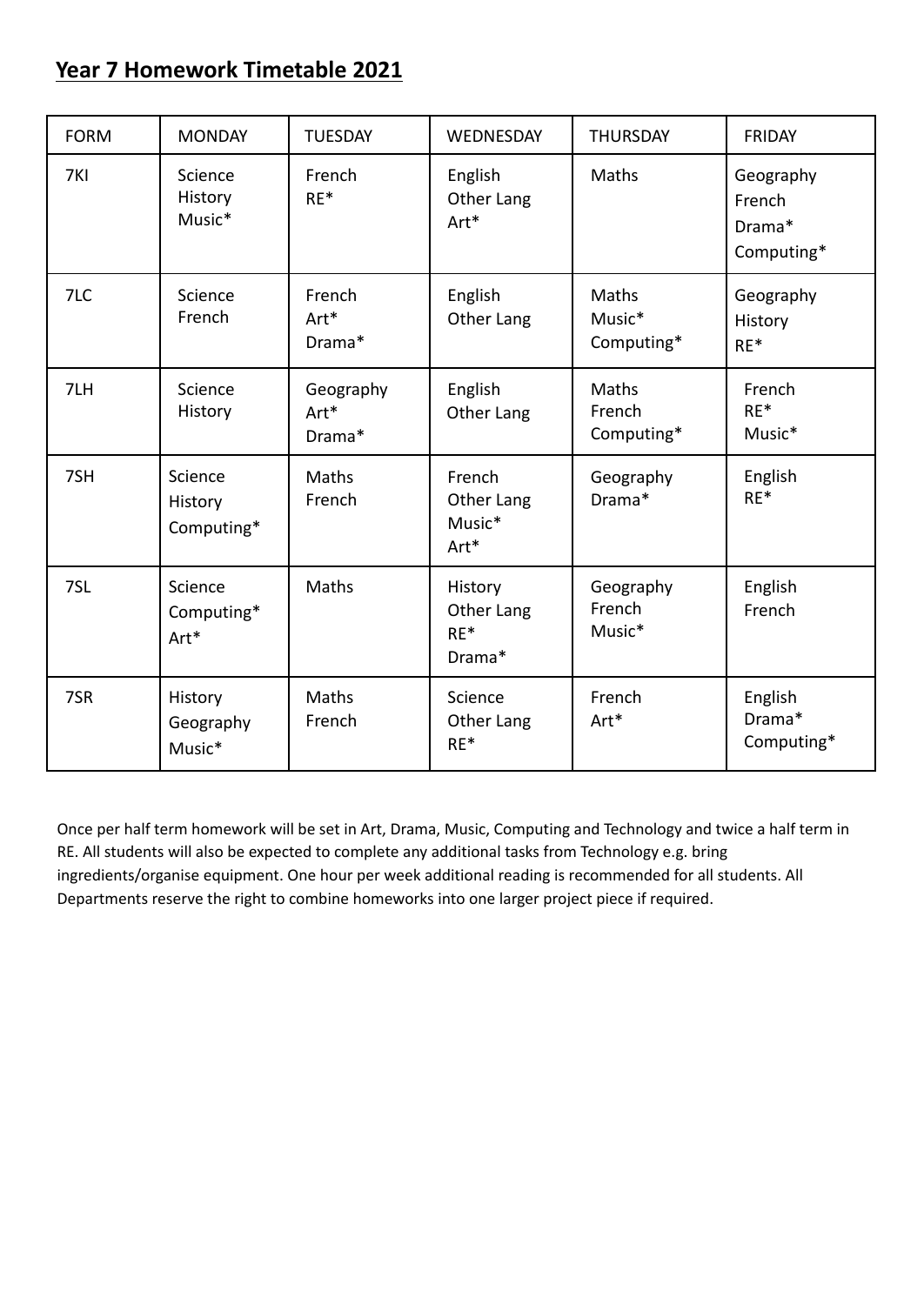## Year 7 Homework Timetable 2021

| FORM | MONDAY | TUESDAY | WEDNESDAY | THURSDAY | FRIDAY |
|---|---|---|---|---|---|
| 7KI | Science<br>History<br>Music* | French<br>RE* | English<br>Other Lang<br>Art* | Maths | Geography<br>French<br>Drama*<br>Computing* |
| 7LC | Science<br>French | French<br>Art*<br>Drama* | English<br>Other Lang | Maths<br>Music*<br>Computing* | Geography<br>History<br>RE* |
| 7LH | Science<br>History | Geography<br>Art*<br>Drama* | English<br>Other Lang | Maths<br>French<br>Computing* | French<br>RE*<br>Music* |
| 7SH | Science<br>History<br>Computing* | Maths<br>French | French<br>Other Lang<br>Music*<br>Art* | Geography<br>Drama* | English<br>RE* |
| 7SL | Science<br>Computing*<br>Art* | Maths | History<br>Other Lang<br>RE*<br>Drama* | Geography<br>French<br>Music* | English<br>French |
| 7SR | History<br>Geography<br>Music* | Maths<br>French | Science<br>Other Lang<br>RE* | French<br>Art* | English<br>Drama*<br>Computing* |

Once per half term homework will be set in Art, Drama, Music, Computing and Technology and twice a half term in RE. All students will also be expected to complete any additional tasks from Technology e.g. bring ingredients/organise equipment. One hour per week additional reading is recommended for all students. All Departments reserve the right to combine homeworks into one larger project piece if required.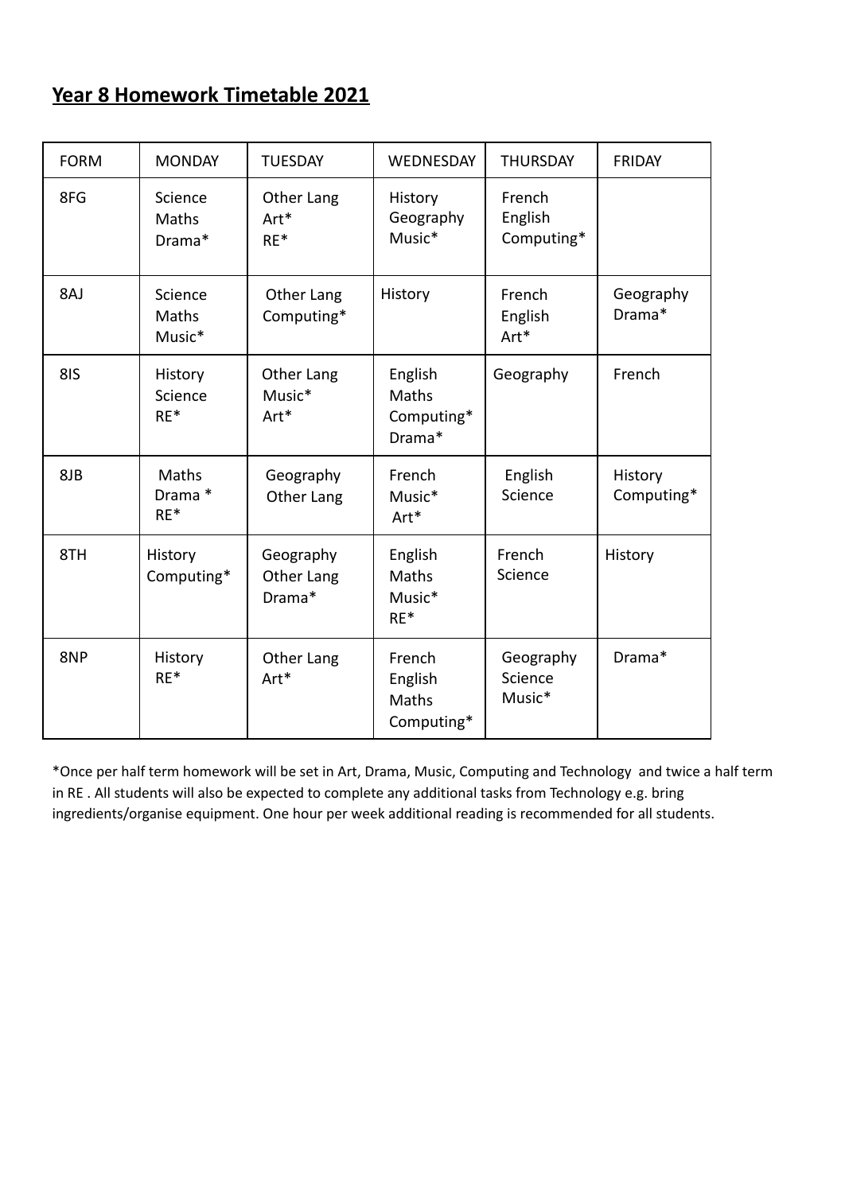## Year 8 Homework Timetable 2021

| FORM | MONDAY | TUESDAY | WEDNESDAY | THURSDAY | FRIDAY |
|---|---|---|---|---|---|
| 8FG | Science<br>Maths<br>Drama* | Other Lang<br>Art*<br>RE* | History<br>Geography<br>Music* | French<br>English<br>Computing* | |
| 8AJ | Science<br>Maths<br>Music* | Other Lang<br>Computing* | History | French<br>English<br>Art* | Geography<br>Drama* |
| 8IS | History<br>Science<br>RE* | Other Lang<br>Music*<br>Art* | English<br>Maths<br>Computing*<br>Drama* | Geography | French |
| 8JB | Maths<br>Drama *<br>RE* | Geography<br>Other Lang | French<br>Music*<br>Art* | English<br>Science | History<br>Computing* |
| 8TH | History<br>Computing* | Geography<br>Other Lang<br>Drama* | English<br>Maths<br>Music*<br>RE* | French<br>Science | History |
| 8NP | History<br>RE* | Other Lang<br>Art* | French<br>English<br>Maths<br>Computing* | Geography<br>Science<br>Music* | Drama* |

*Once per half term homework will be set in Art, Drama, Music, Computing and Technology and twice a half term in RE . All students will also be expected to complete any additional tasks from Technology e.g. bring ingredients/organise equipment. One hour per week additional reading is recommended for all students.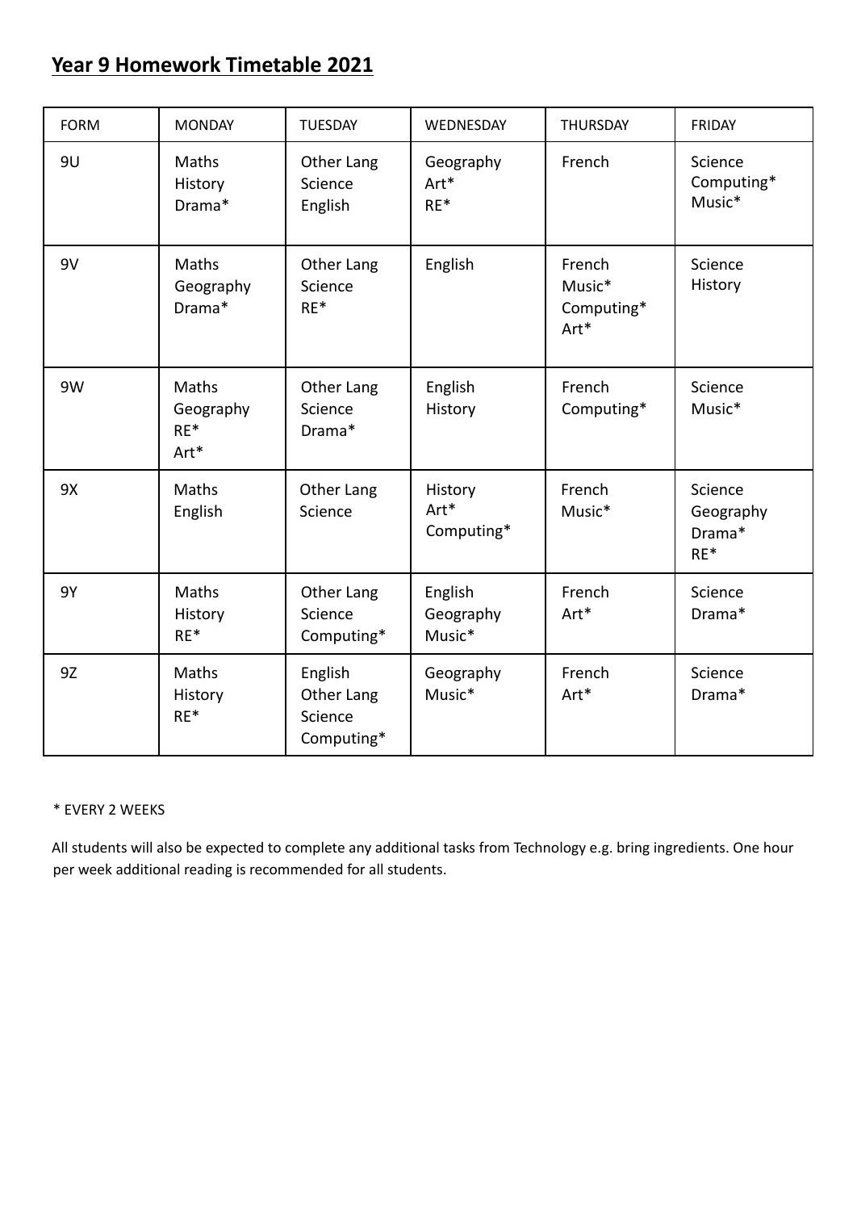# Year 9 Homework Timetable 2021

| FORM | MONDAY | TUESDAY | WEDNESDAY | THURSDAY | FRIDAY |
|---|---|---|---|---|---|
| 9U | Maths<br>History<br>Drama* | Other Lang<br>Science<br>English | Geography<br>Art*<br>RE* | French | Science<br>Computing*<br>Music* |
| 9V | Maths<br>Geography<br>Drama* | Other Lang<br>Science<br>RE* | English | French<br>Music*<br>Computing*<br>Art* | Science<br>History |
| 9W | Maths<br>Geography<br>RE*<br>Art* | Other Lang<br>Science<br>Drama* | English<br>History | French<br>Computing* | Science<br>Music* |
| 9X | Maths<br>English | Other Lang<br>Science | History<br>Art*<br>Computing* | French<br>Music* | Science<br>Geography<br>Drama*<br>RE* |
| 9Y | Maths<br>History<br>RE* | Other Lang<br>Science<br>Computing* | English<br>Geography<br>Music* | French<br>Art* | Science<br>Drama* |
| 9Z | Maths<br>History<br>RE* | English<br>Other Lang<br>Science<br>Computing* | Geography<br>Music* | French<br>Art* | Science<br>Drama* |

* EVERY 2 WEEKS

All students will also be expected to complete any additional tasks from Technology e.g. bring ingredients. One hour per week additional reading is recommended for all students.